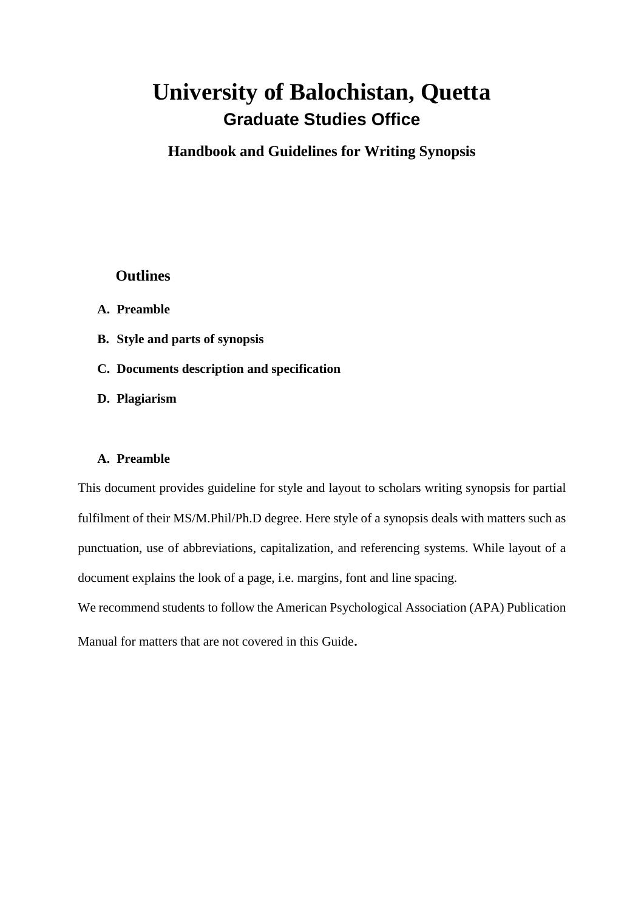# University of Balochistan, Quetta

## Graduate Studies Office

### Handbook and Guidelines for Writing Synopsis

**Outlines**

- **A. Preamble**
- **B. Style and parts of synopsis**
- **C. Documents description and specification**
- **D. Plagiarism**

**A. Preamble**

This document provides guideline for style and layout to scholars writing synopsis for partial fulfilment of their MS/M.Phil/Ph.D degree. Here style of a synopsis deals with matters such as punctuation, use of abbreviations, capitalization, and referencing systems. While layout of a document explains the look of a page, i.e. margins, font and line spacing.

We recommend students to follow the American Psychological Association (APA) Publication Manual for matters that are not covered in this Guide.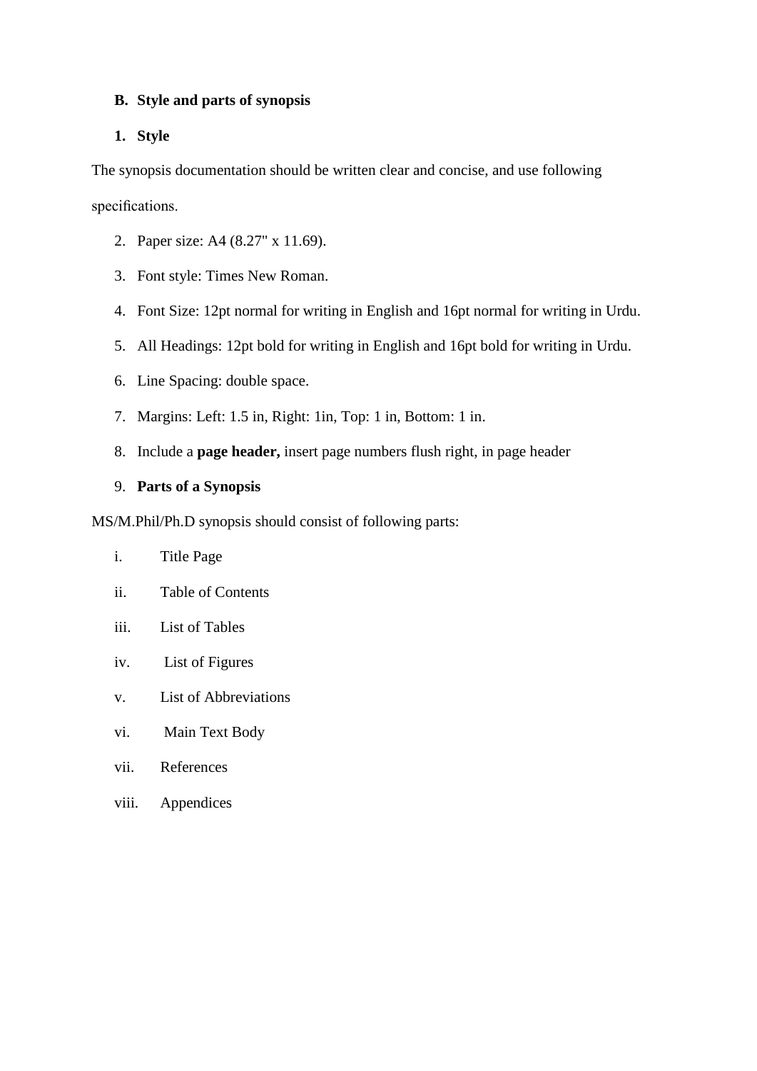**B. Style and parts of synopsis**

**1. Style**

The synopsis documentation should be written clear and concise, and use following specifications.

2. Paper size: A4 (8.27" x 11.69).
3. Font style: Times New Roman.
4. Font Size: 12pt normal for writing in English and 16pt normal for writing in Urdu.
5. All Headings: 12pt bold for writing in English and 16pt bold for writing in Urdu.
6. Line Spacing: double space.
7. Margins: Left: 1.5 in, Right: 1in, Top: 1 in, Bottom: 1 in.
8. Include a **page header,** insert page numbers flush right, in page header
9. **Parts of a Synopsis**

MS/M.Phil/Ph.D synopsis should consist of following parts:

i. Title Page
ii. Table of Contents
iii. List of Tables
iv. List of Figures
v. List of Abbreviations
vi. Main Text Body
vii. References
viii. Appendices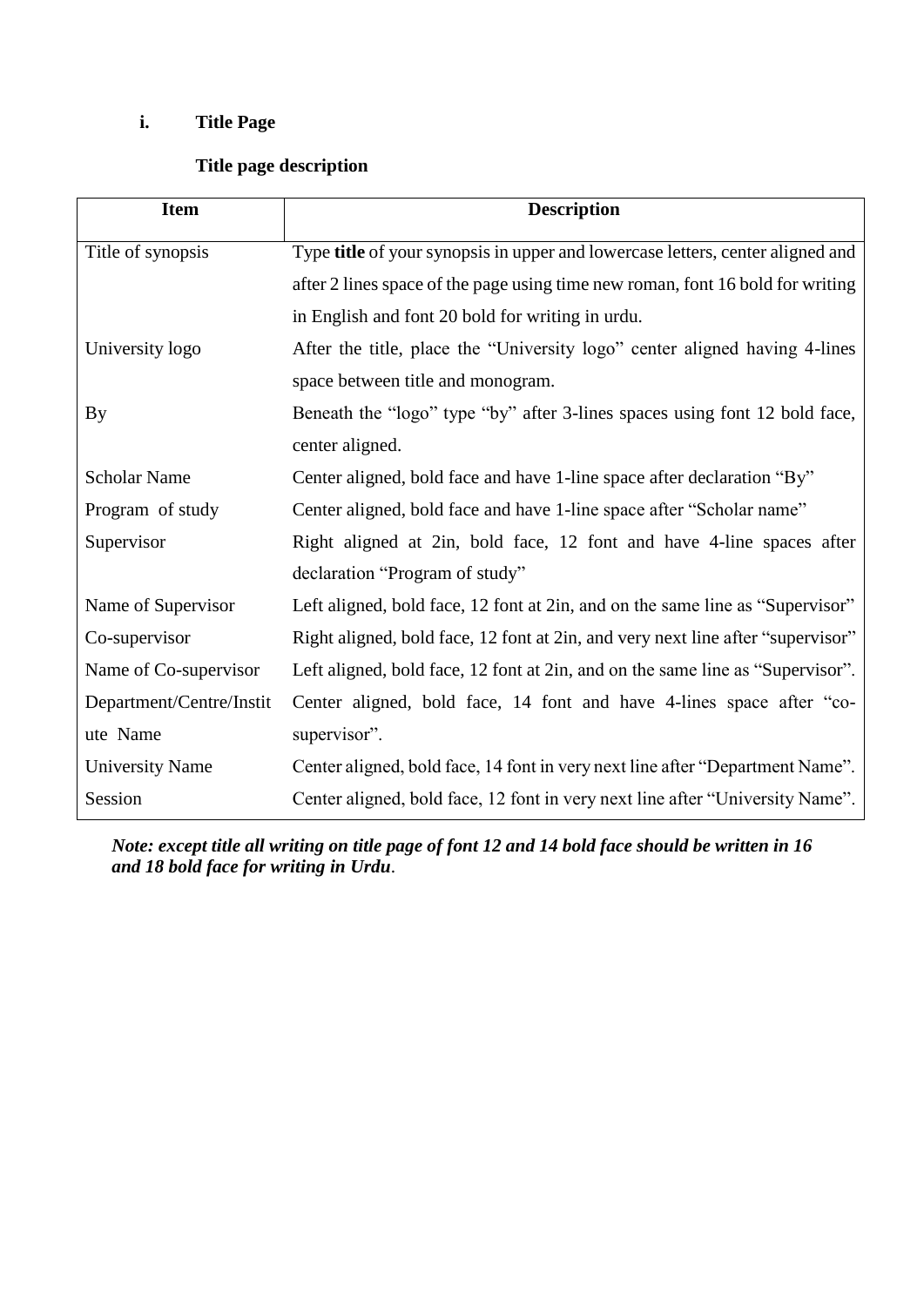**i. Title Page**

**Title page description**

| **Item** | **Description** |
|---|---|
| Title of synopsis | Type **title** of your synopsis in upper and lowercase letters, center aligned and after 2 lines space of the page using time new roman, font 16 bold for writing in English and font 20 bold for writing in urdu. |
| University logo | After the title, place the "University logo" center aligned having 4-lines space between title and monogram. |
| By | Beneath the "logo" type "by" after 3-lines spaces using font 12 bold face, center aligned. |
| Scholar Name | Center aligned, bold face and have 1-line space after declaration "By" |
| Program of study | Center aligned, bold face and have 1-line space after "Scholar name" |
| Supervisor | Right aligned at 2in, bold face, 12 font and have 4-line spaces after declaration "Program of study" |
| Name of Supervisor | Left aligned, bold face, 12 font at 2in, and on the same line as "Supervisor" |
| Co-supervisor | Right aligned, bold face, 12 font at 2in, and very next line after "supervisor" |
| Name of Co-supervisor | Left aligned, bold face, 12 font at 2in, and on the same line as "Supervisor". |
| Department/Centre/Institute Name | Center aligned, bold face, 14 font and have 4-lines space after "co-supervisor". |
| University Name | Center aligned, bold face, 14 font in very next line after "Department Name". |
| Session | Center aligned, bold face, 12 font in very next line after "University Name". |

***Note: except title all writing on title page of font 12 and 14 bold face should be written in 16 and 18 bold face for writing in Urdu***.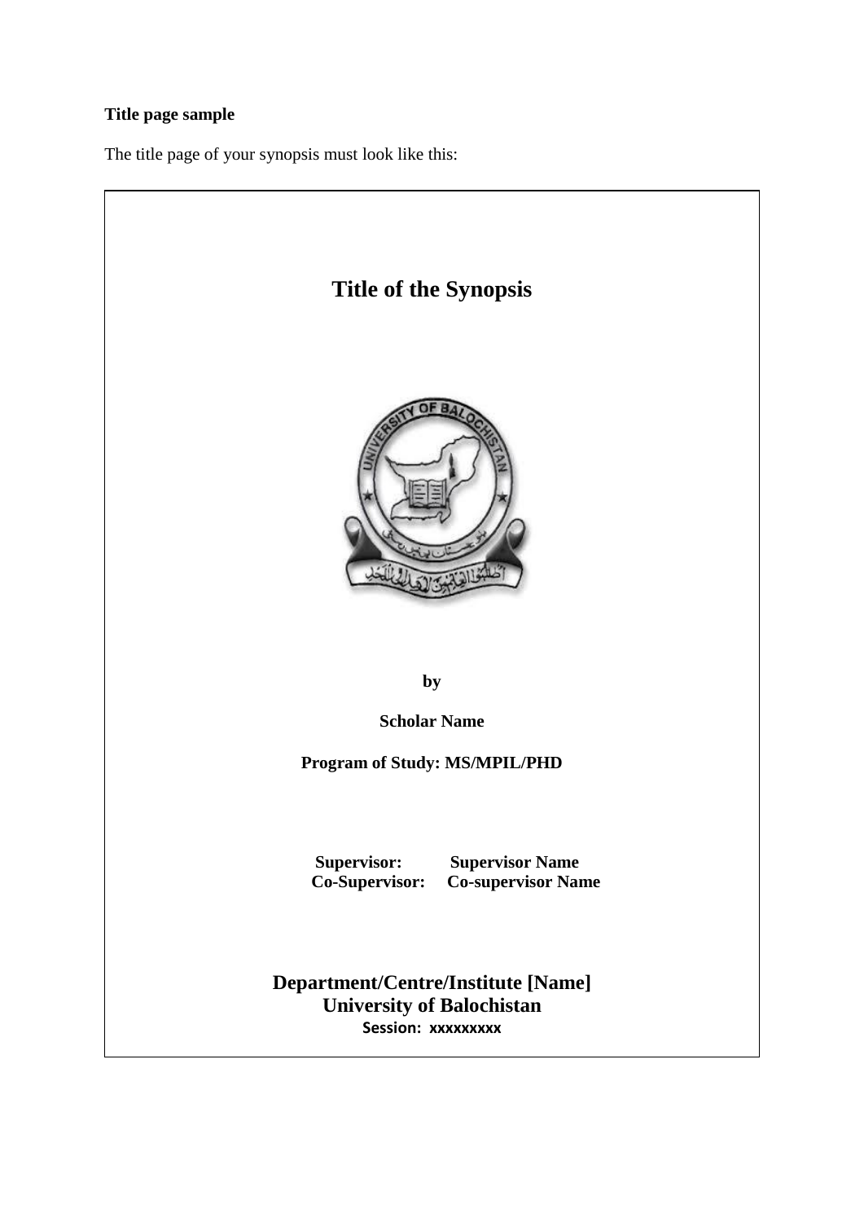**Title page sample**

The title page of your synopsis must look like this:

# Title of the Synopsis

**by**

**Scholar Name**

**Program of Study: MS/MPIL/PHD**

**Supervisor: Supervisor Name**
**Co-Supervisor: Co-supervisor Name**

**Department/Centre/Institute [Name]**
**University of Balochistan**
**Session: xxxxxxxxx**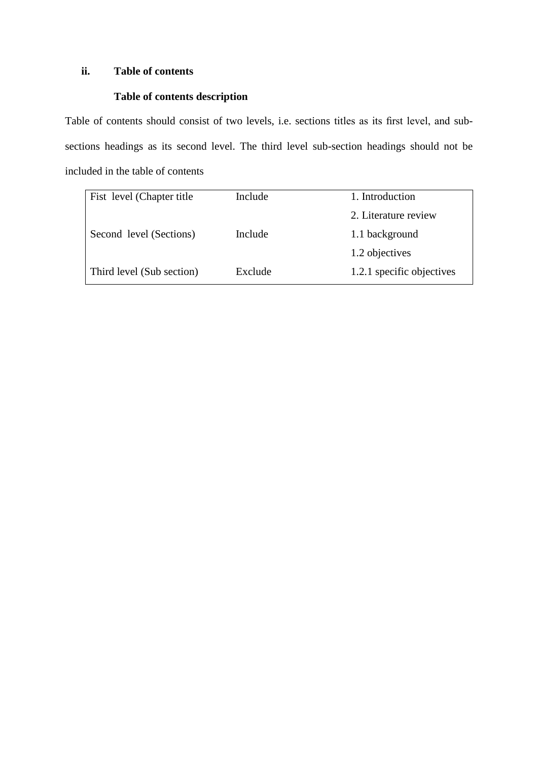**ii. Table of contents**

**Table of contents description**

Table of contents should consist of two levels, i.e. sections titles as its first level, and sub-sections headings as its second level. The third level sub-section headings should not be included in the table of contents

| | | |
|---|---|---|
| Fist level (Chapter title | Include | 1. Introduction |
| | | 2. Literature review |
| Second level (Sections) | Include | 1.1 background |
| | | 1.2 objectives |
| Third level (Sub section) | Exclude | 1.2.1 specific objectives |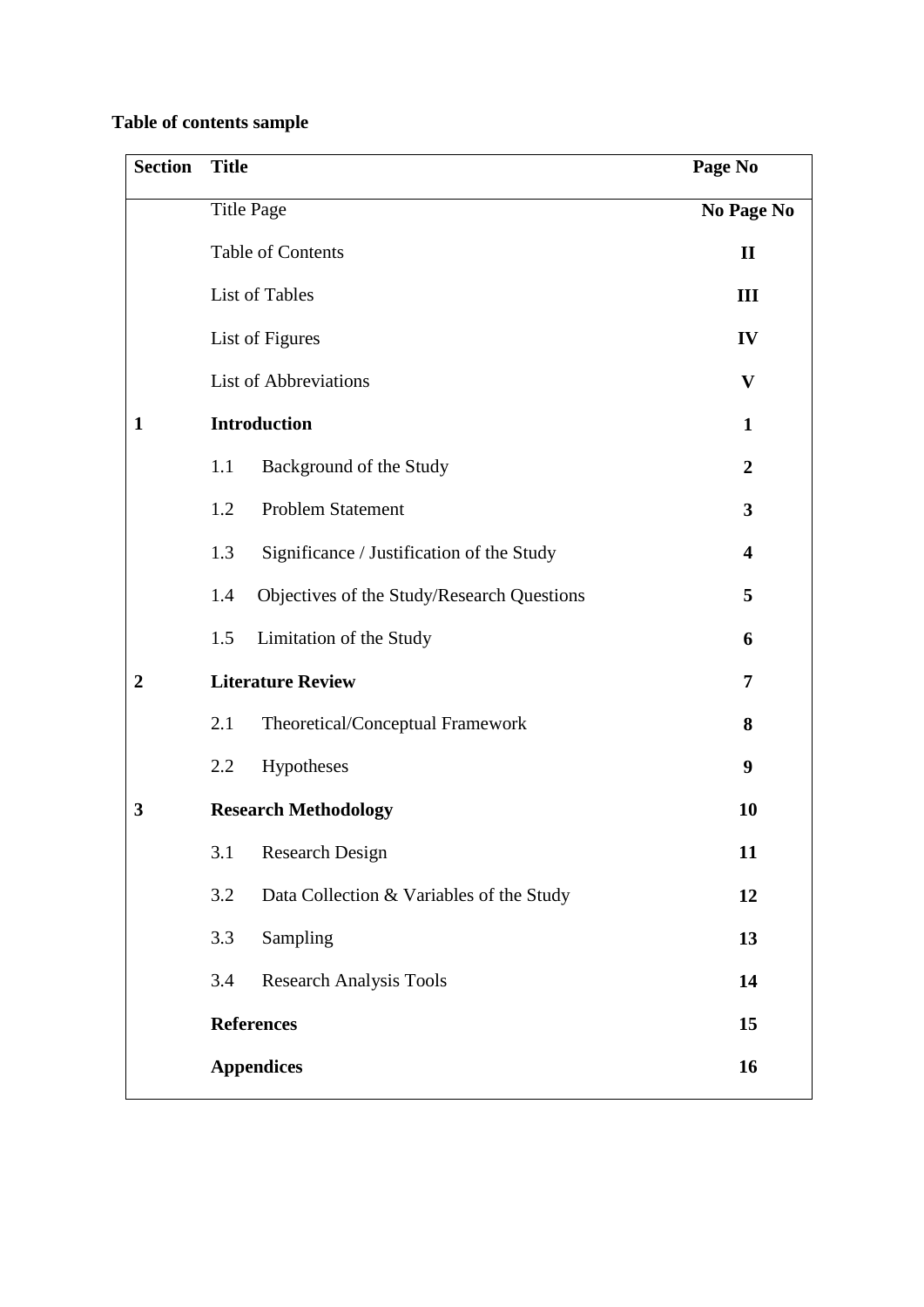**Table of contents sample**

| Section | Title | Page No |
|---|---|---|
| | Title Page | **No Page No** |
| | Table of Contents | **II** |
| | List of Tables | **III** |
| | List of Figures | **IV** |
| | List of Abbreviations | **V** |
| **1** | **Introduction** | **1** |
| | 1.1 Background of the Study | **2** |
| | 1.2 Problem Statement | **3** |
| | 1.3 Significance / Justification of the Study | **4** |
| | 1.4 Objectives of the Study/Research Questions | **5** |
| | 1.5 Limitation of the Study | **6** |
| **2** | **Literature Review** | **7** |
| | 2.1 Theoretical/Conceptual Framework | **8** |
| | 2.2 Hypotheses | **9** |
| **3** | **Research Methodology** | **10** |
| | 3.1 Research Design | **11** |
| | 3.2 Data Collection & Variables of the Study | **12** |
| | 3.3 Sampling | **13** |
| | 3.4 Research Analysis Tools | **14** |
| | **References** | **15** |
| | **Appendices** | **16** |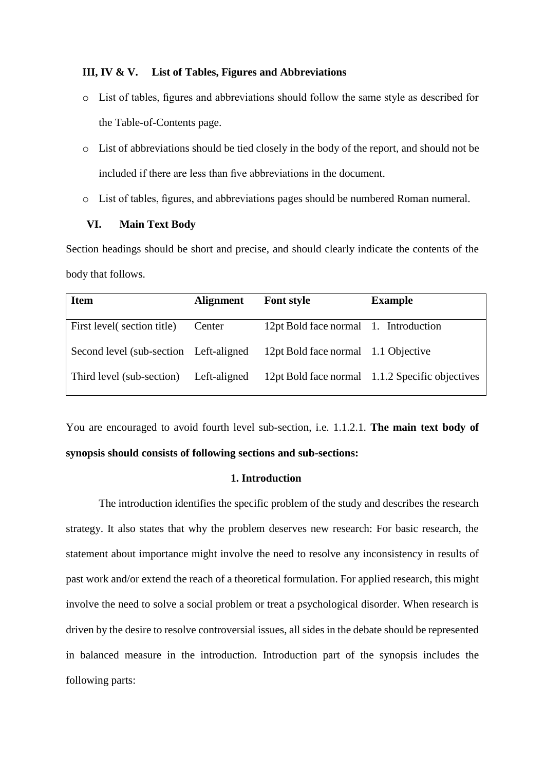**III, IV & V. List of Tables, Figures and Abbreviations**

- List of tables, figures and abbreviations should follow the same style as described for the Table-of-Contents page.
- List of abbreviations should be tied closely in the body of the report, and should not be included if there are less than five abbreviations in the document.
- List of tables, figures, and abbreviations pages should be numbered Roman numeral.

**VI. Main Text Body**

Section headings should be short and precise, and should clearly indicate the contents of the body that follows.

| Item | Alignment | Font style | Example |
|---|---|---|---|
| First level( section title) | Center | 12pt Bold face normal | 1. Introduction |
| Second level (sub-section | Left-aligned | 12pt Bold face normal | 1.1 Objective |
| Third level (sub-section) | Left-aligned | 12pt Bold face normal | 1.1.2 Specific objectives |

You are encouraged to avoid fourth level sub-section, i.e. 1.1.2.1. **The main text body of synopsis should consists of following sections and sub-sections:**

**1. Introduction**

The introduction identifies the specific problem of the study and describes the research strategy. It also states that why the problem deserves new research: For basic research, the statement about importance might involve the need to resolve any inconsistency in results of past work and/or extend the reach of a theoretical formulation. For applied research, this might involve the need to solve a social problem or treat a psychological disorder. When research is driven by the desire to resolve controversial issues, all sides in the debate should be represented in balanced measure in the introduction. Introduction part of the synopsis includes the following parts: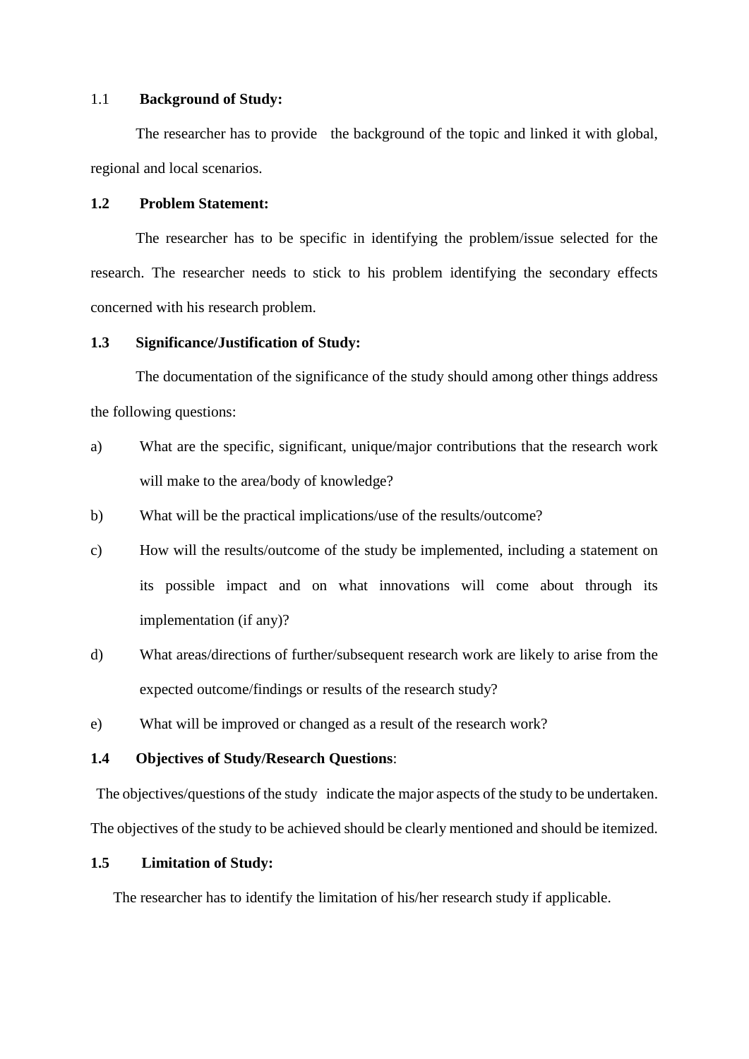### 1.1 **Background of Study:**

The researcher has to provide the background of the topic and linked it with global, regional and local scenarios.

### **1.2 Problem Statement:**

The researcher has to be specific in identifying the problem/issue selected for the research. The researcher needs to stick to his problem identifying the secondary effects concerned with his research problem.

### **1.3 Significance/Justification of Study:**

The documentation of the significance of the study should among other things address the following questions:

a) What are the specific, significant, unique/major contributions that the research work will make to the area/body of knowledge?

b) What will be the practical implications/use of the results/outcome?

c) How will the results/outcome of the study be implemented, including a statement on its possible impact and on what innovations will come about through its implementation (if any)?

d) What areas/directions of further/subsequent research work are likely to arise from the expected outcome/findings or results of the research study?

e) What will be improved or changed as a result of the research work?

### **1.4 Objectives of Study/Research Questions**:

The objectives/questions of the study indicate the major aspects of the study to be undertaken. The objectives of the study to be achieved should be clearly mentioned and should be itemized.

### **1.5 Limitation of Study:**

The researcher has to identify the limitation of his/her research study if applicable.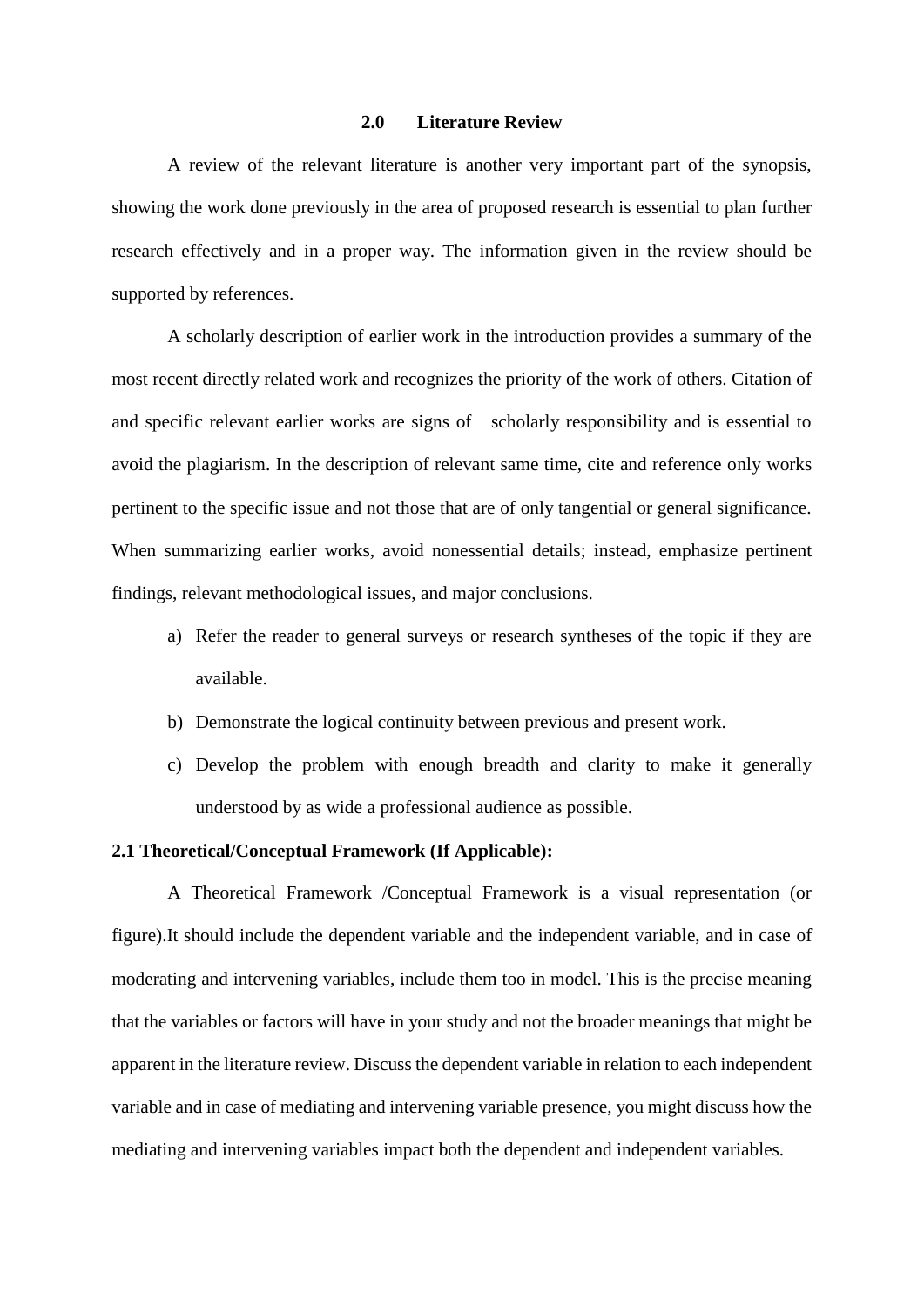## 2.0 Literature Review

A review of the relevant literature is another very important part of the synopsis, showing the work done previously in the area of proposed research is essential to plan further research effectively and in a proper way. The information given in the review should be supported by references.

A scholarly description of earlier work in the introduction provides a summary of the most recent directly related work and recognizes the priority of the work of others. Citation of and specific relevant earlier works are signs of scholarly responsibility and is essential to avoid the plagiarism. In the description of relevant same time, cite and reference only works pertinent to the specific issue and not those that are of only tangential or general significance. When summarizing earlier works, avoid nonessential details; instead, emphasize pertinent findings, relevant methodological issues, and major conclusions.

a) Refer the reader to general surveys or research syntheses of the topic if they are available.
b) Demonstrate the logical continuity between previous and present work.
c) Develop the problem with enough breadth and clarity to make it generally understood by as wide a professional audience as possible.

### 2.1 Theoretical/Conceptual Framework (If Applicable):

A Theoretical Framework /Conceptual Framework is a visual representation (or figure).It should include the dependent variable and the independent variable, and in case of moderating and intervening variables, include them too in model. This is the precise meaning that the variables or factors will have in your study and not the broader meanings that might be apparent in the literature review. Discuss the dependent variable in relation to each independent variable and in case of mediating and intervening variable presence, you might discuss how the mediating and intervening variables impact both the dependent and independent variables.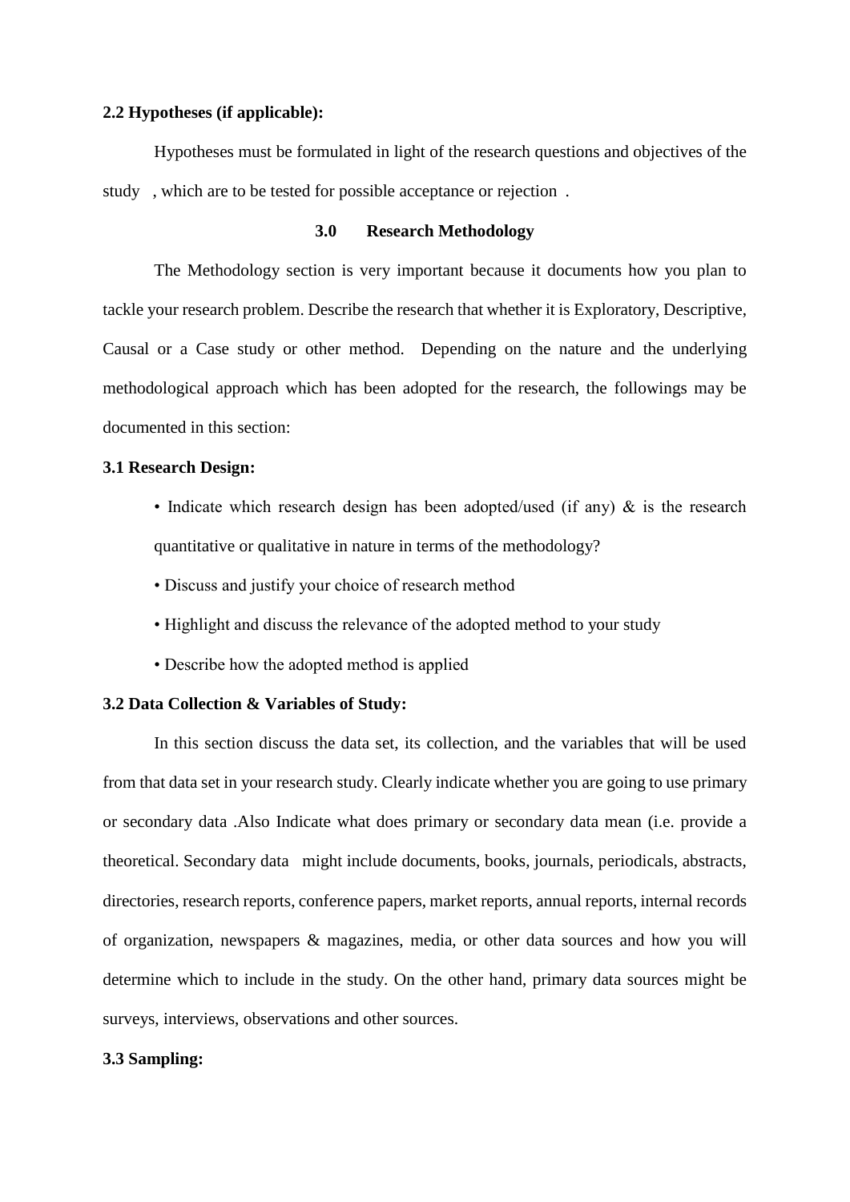**2.2 Hypotheses (if applicable):**

Hypotheses must be formulated in light of the research questions and objectives of the study , which are to be tested for possible acceptance or rejection .

## 3.0 Research Methodology

The Methodology section is very important because it documents how you plan to tackle your research problem. Describe the research that whether it is Exploratory, Descriptive, Causal or a Case study or other method. Depending on the nature and the underlying methodological approach which has been adopted for the research, the followings may be documented in this section:

**3.1 Research Design:**

- Indicate which research design has been adopted/used (if any) & is the research quantitative or qualitative in nature in terms of the methodology?
- Discuss and justify your choice of research method
- Highlight and discuss the relevance of the adopted method to your study
- Describe how the adopted method is applied

**3.2 Data Collection & Variables of Study:**

In this section discuss the data set, its collection, and the variables that will be used from that data set in your research study. Clearly indicate whether you are going to use primary or secondary data .Also Indicate what does primary or secondary data mean (i.e. provide a theoretical. Secondary data might include documents, books, journals, periodicals, abstracts, directories, research reports, conference papers, market reports, annual reports, internal records of organization, newspapers & magazines, media, or other data sources and how you will determine which to include in the study. On the other hand, primary data sources might be surveys, interviews, observations and other sources.

**3.3 Sampling:**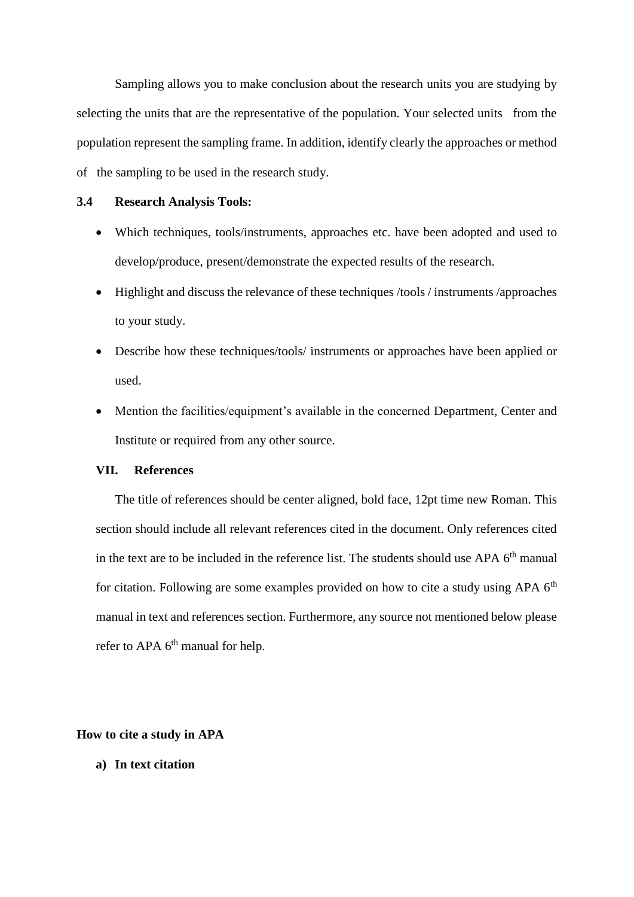Sampling allows you to make conclusion about the research units you are studying by selecting the units that are the representative of the population. Your selected units from the population represent the sampling frame. In addition, identify clearly the approaches or method of the sampling to be used in the research study.

### 3.4 Research Analysis Tools:

- Which techniques, tools/instruments, approaches etc. have been adopted and used to develop/produce, present/demonstrate the expected results of the research.
- Highlight and discuss the relevance of these techniques /tools / instruments /approaches to your study.
- Describe how these techniques/tools/ instruments or approaches have been applied or used.
- Mention the facilities/equipment's available in the concerned Department, Center and Institute or required from any other source.

## VII. References

The title of references should be center aligned, bold face, 12pt time new Roman. This section should include all relevant references cited in the document. Only references cited in the text are to be included in the reference list. The students should use APA 6th manual for citation. Following are some examples provided on how to cite a study using APA 6th manual in text and references section. Furthermore, any source not mentioned below please refer to APA 6th manual for help.

**How to cite a study in APA**

**a) In text citation**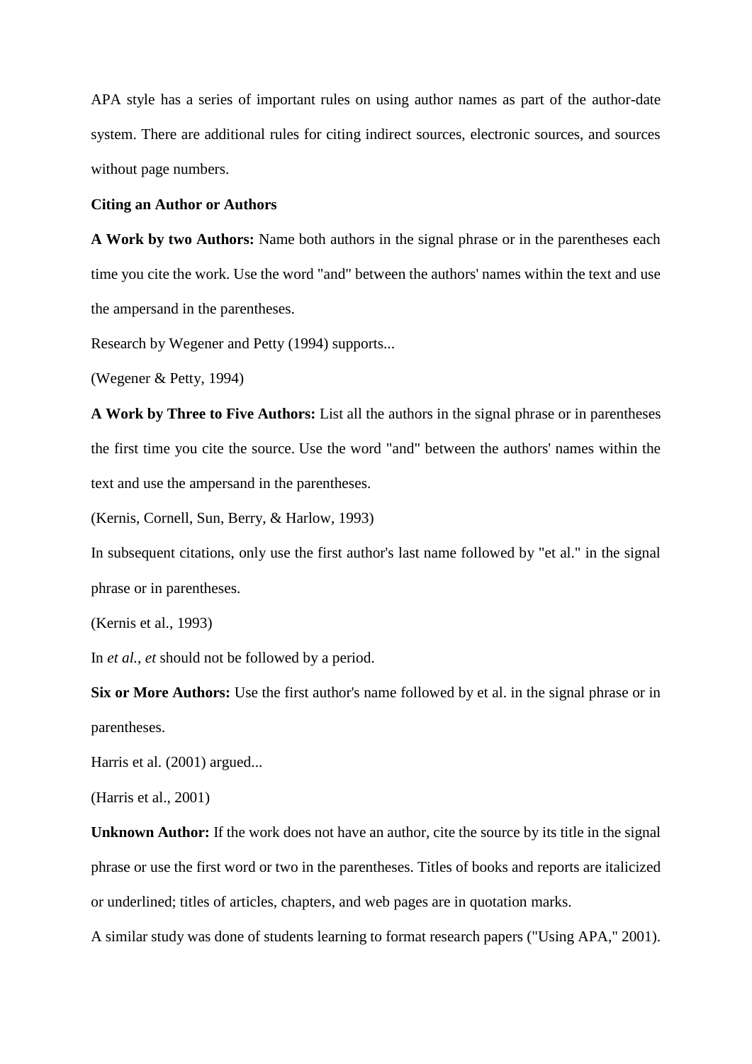APA style has a series of important rules on using author names as part of the author-date system. There are additional rules for citing indirect sources, electronic sources, and sources without page numbers.

**Citing an Author or Authors**

**A Work by two Authors:** Name both authors in the signal phrase or in the parentheses each time you cite the work. Use the word "and" between the authors' names within the text and use the ampersand in the parentheses.

Research by Wegener and Petty (1994) supports...

(Wegener & Petty, 1994)

**A Work by Three to Five Authors:** List all the authors in the signal phrase or in parentheses the first time you cite the source. Use the word "and" between the authors' names within the text and use the ampersand in the parentheses.

(Kernis, Cornell, Sun, Berry, & Harlow, 1993)

In subsequent citations, only use the first author's last name followed by "et al." in the signal phrase or in parentheses.

(Kernis et al., 1993)

In *et al.*, *et* should not be followed by a period.

**Six or More Authors:** Use the first author's name followed by et al. in the signal phrase or in parentheses.

Harris et al. (2001) argued...

(Harris et al., 2001)

**Unknown Author:** If the work does not have an author, cite the source by its title in the signal phrase or use the first word or two in the parentheses. Titles of books and reports are italicized or underlined; titles of articles, chapters, and web pages are in quotation marks.

A similar study was done of students learning to format research papers ("Using APA," 2001).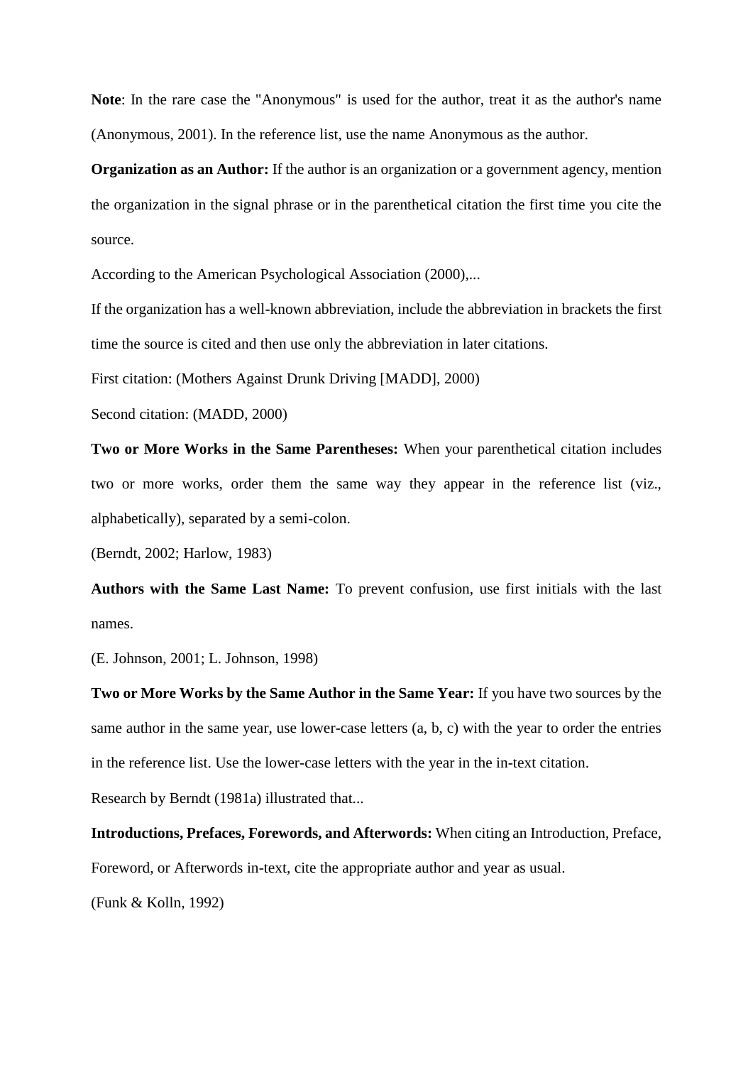**Note**: In the rare case the "Anonymous" is used for the author, treat it as the author's name (Anonymous, 2001). In the reference list, use the name Anonymous as the author.

**Organization as an Author:** If the author is an organization or a government agency, mention the organization in the signal phrase or in the parenthetical citation the first time you cite the source.

According to the American Psychological Association (2000),...

If the organization has a well-known abbreviation, include the abbreviation in brackets the first time the source is cited and then use only the abbreviation in later citations.

First citation: (Mothers Against Drunk Driving [MADD], 2000)

Second citation: (MADD, 2000)

**Two or More Works in the Same Parentheses:** When your parenthetical citation includes two or more works, order them the same way they appear in the reference list (viz., alphabetically), separated by a semi-colon.

(Berndt, 2002; Harlow, 1983)

**Authors with the Same Last Name:** To prevent confusion, use first initials with the last names.

(E. Johnson, 2001; L. Johnson, 1998)

**Two or More Works by the Same Author in the Same Year:** If you have two sources by the same author in the same year, use lower-case letters (a, b, c) with the year to order the entries in the reference list. Use the lower-case letters with the year in the in-text citation.

Research by Berndt (1981a) illustrated that...

**Introductions, Prefaces, Forewords, and Afterwords:** When citing an Introduction, Preface, Foreword, or Afterwords in-text, cite the appropriate author and year as usual.

(Funk & Kolln, 1992)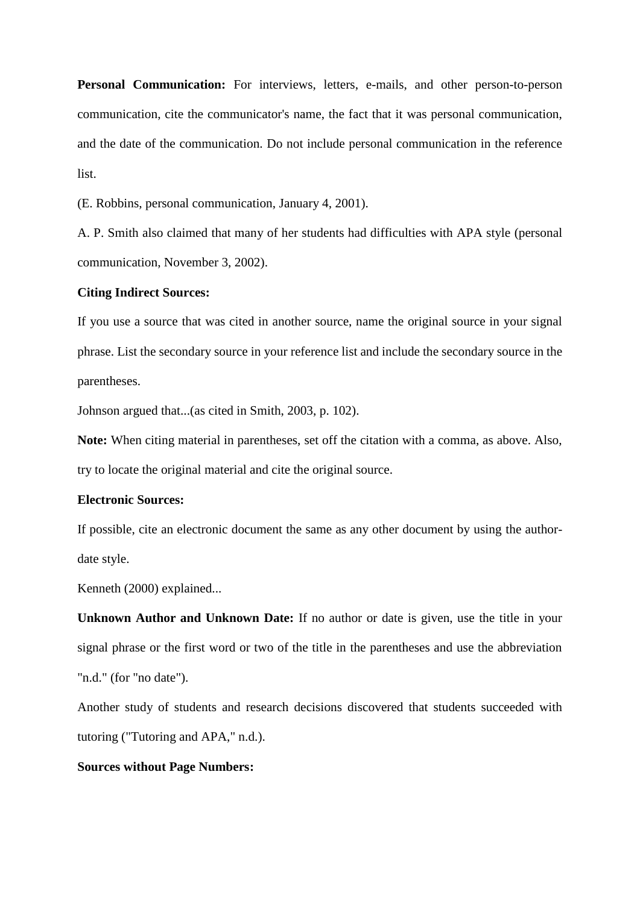**Personal Communication:** For interviews, letters, e-mails, and other person-to-person communication, cite the communicator's name, the fact that it was personal communication, and the date of the communication. Do not include personal communication in the reference list.

(E. Robbins, personal communication, January 4, 2001).

A. P. Smith also claimed that many of her students had difficulties with APA style (personal communication, November 3, 2002).

**Citing Indirect Sources:**

If you use a source that was cited in another source, name the original source in your signal phrase. List the secondary source in your reference list and include the secondary source in the parentheses.

Johnson argued that...(as cited in Smith, 2003, p. 102).

**Note:** When citing material in parentheses, set off the citation with a comma, as above. Also, try to locate the original material and cite the original source.

**Electronic Sources:**

If possible, cite an electronic document the same as any other document by using the author-date style.

Kenneth (2000) explained...

**Unknown Author and Unknown Date:** If no author or date is given, use the title in your signal phrase or the first word or two of the title in the parentheses and use the abbreviation "n.d." (for "no date").

Another study of students and research decisions discovered that students succeeded with tutoring ("Tutoring and APA," n.d.).

**Sources without Page Numbers:**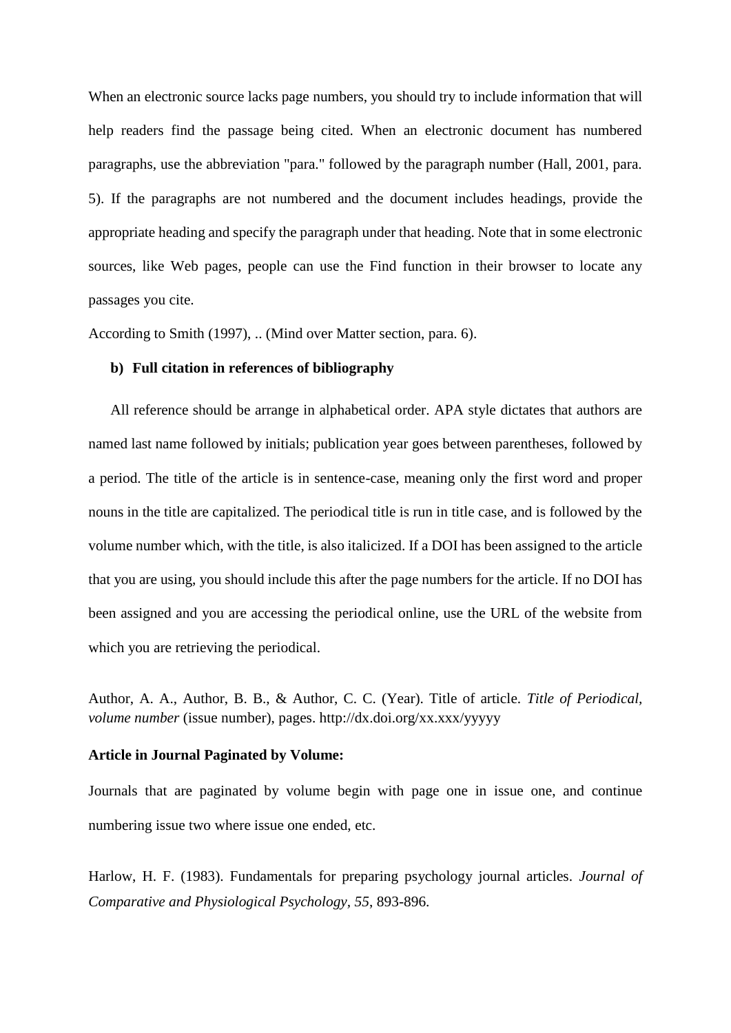When an electronic source lacks page numbers, you should try to include information that will help readers find the passage being cited. When an electronic document has numbered paragraphs, use the abbreviation "para." followed by the paragraph number (Hall, 2001, para. 5). If the paragraphs are not numbered and the document includes headings, provide the appropriate heading and specify the paragraph under that heading. Note that in some electronic sources, like Web pages, people can use the Find function in their browser to locate any passages you cite.

According to Smith (1997), .. (Mind over Matter section, para. 6).

**b) Full citation in references of bibliography**

All reference should be arrange in alphabetical order. APA style dictates that authors are named last name followed by initials; publication year goes between parentheses, followed by a period. The title of the article is in sentence-case, meaning only the first word and proper nouns in the title are capitalized. The periodical title is run in title case, and is followed by the volume number which, with the title, is also italicized. If a DOI has been assigned to the article that you are using, you should include this after the page numbers for the article. If no DOI has been assigned and you are accessing the periodical online, use the URL of the website from which you are retrieving the periodical.

Author, A. A., Author, B. B., & Author, C. C. (Year). Title of article. *Title of Periodical, volume number* (issue number), pages. http://dx.doi.org/xx.xxx/yyyyy

**Article in Journal Paginated by Volume:**

Journals that are paginated by volume begin with page one in issue one, and continue numbering issue two where issue one ended, etc.

Harlow, H. F. (1983). Fundamentals for preparing psychology journal articles. *Journal of Comparative and Physiological Psychology*, *55*, 893-896.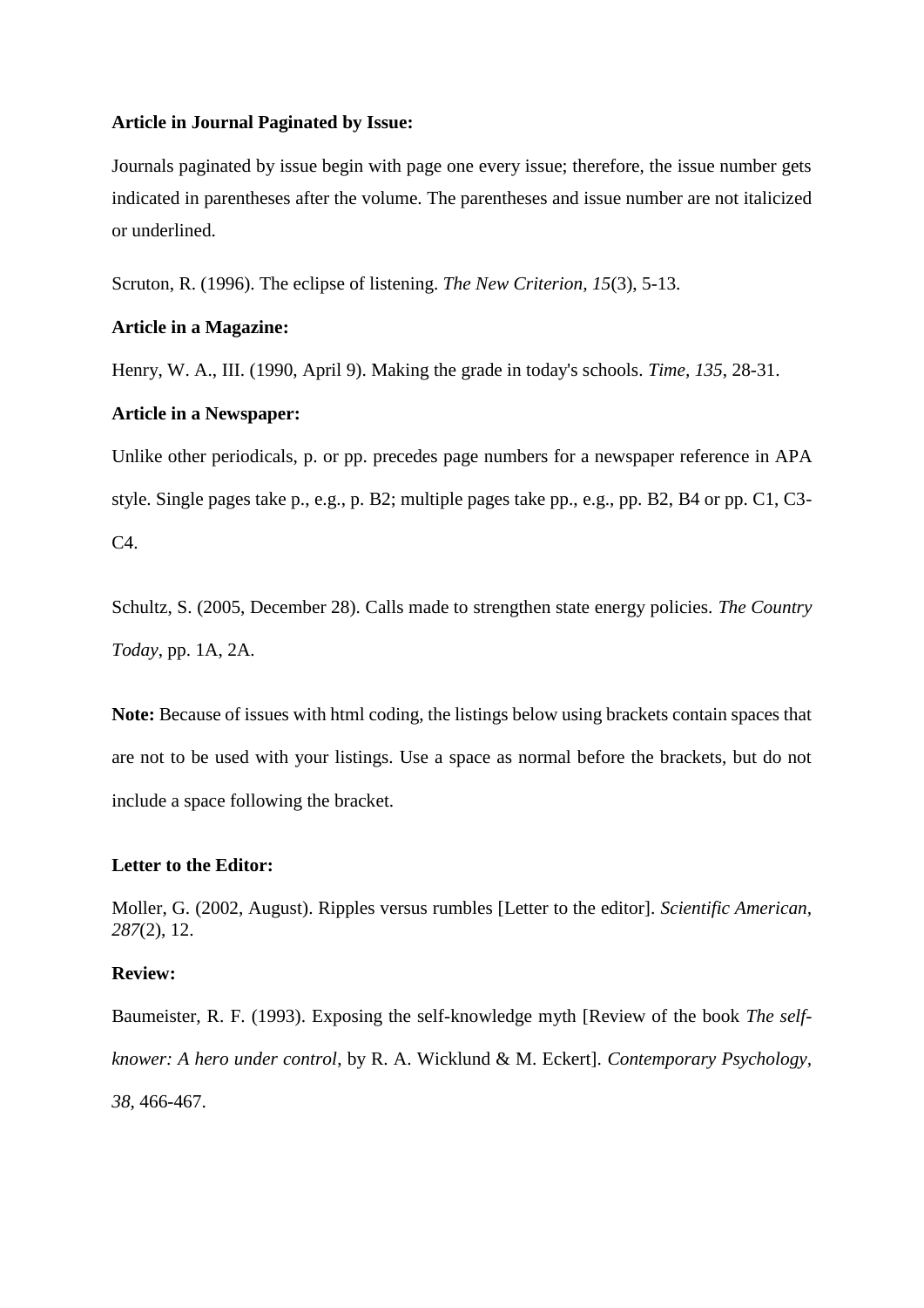**Article in Journal Paginated by Issue:**

Journals paginated by issue begin with page one every issue; therefore, the issue number gets indicated in parentheses after the volume. The parentheses and issue number are not italicized or underlined.

Scruton, R. (1996). The eclipse of listening. *The New Criterion*, *15*(3), 5-13.

**Article in a Magazine:**

Henry, W. A., III. (1990, April 9). Making the grade in today's schools. *Time*, *135*, 28-31.

**Article in a Newspaper:**

Unlike other periodicals, p. or pp. precedes page numbers for a newspaper reference in APA style. Single pages take p., e.g., p. B2; multiple pages take pp., e.g., pp. B2, B4 or pp. C1, C3-C4.

Schultz, S. (2005, December 28). Calls made to strengthen state energy policies. *The Country Today*, pp. 1A, 2A.

**Note:** Because of issues with html coding, the listings below using brackets contain spaces that are not to be used with your listings. Use a space as normal before the brackets, but do not include a space following the bracket.

**Letter to the Editor:**

Moller, G. (2002, August). Ripples versus rumbles [Letter to the editor]. *Scientific American*, *287*(2), 12.

**Review:**

Baumeister, R. F. (1993). Exposing the self-knowledge myth [Review of the book *The self-knower: A hero under control*, by R. A. Wicklund & M. Eckert]. *Contemporary Psychology*, *38*, 466-467.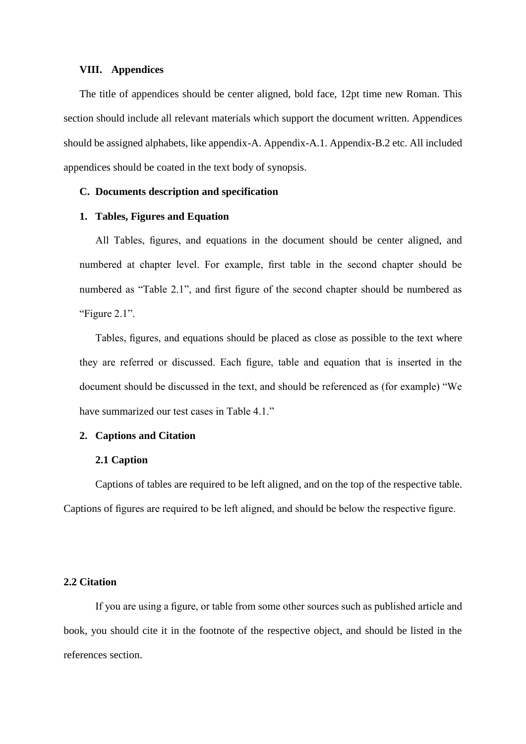### VIII. Appendices

The title of appendices should be center aligned, bold face, 12pt time new Roman. This section should include all relevant materials which support the document written. Appendices should be assigned alphabets, like appendix-A. Appendix-A.1. Appendix-B.2 etc. All included appendices should be coated in the text body of synopsis.

## C. Documents description and specification

### 1. Tables, Figures and Equation

All Tables, figures, and equations in the document should be center aligned, and numbered at chapter level. For example, first table in the second chapter should be numbered as "Table 2.1", and first figure of the second chapter should be numbered as "Figure 2.1".

Tables, figures, and equations should be placed as close as possible to the text where they are referred or discussed. Each figure, table and equation that is inserted in the document should be discussed in the text, and should be referenced as (for example) "We have summarized our test cases in Table 4.1."

### 2. Captions and Citation

#### 2.1 Caption

Captions of tables are required to be left aligned, and on the top of the respective table. Captions of figures are required to be left aligned, and should be below the respective figure.

#### 2.2 Citation

If you are using a figure, or table from some other sources such as published article and book, you should cite it in the footnote of the respective object, and should be listed in the references section.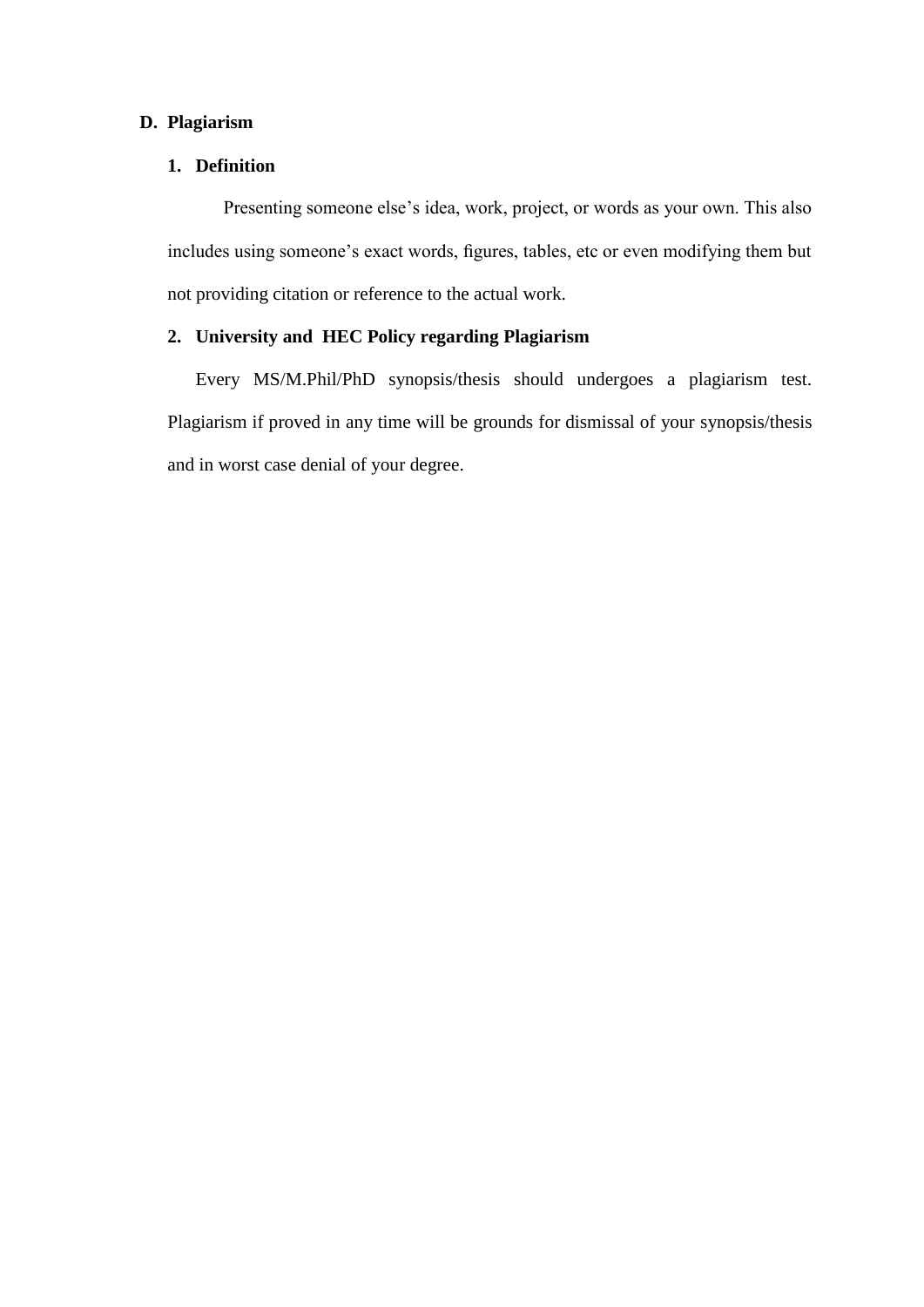## D. Plagiarism

### 1. Definition

Presenting someone else's idea, work, project, or words as your own. This also includes using someone's exact words, figures, tables, etc or even modifying them but not providing citation or reference to the actual work.

### 2. University and HEC Policy regarding Plagiarism

Every MS/M.Phil/PhD synopsis/thesis should undergoes a plagiarism test. Plagiarism if proved in any time will be grounds for dismissal of your synopsis/thesis and in worst case denial of your degree.